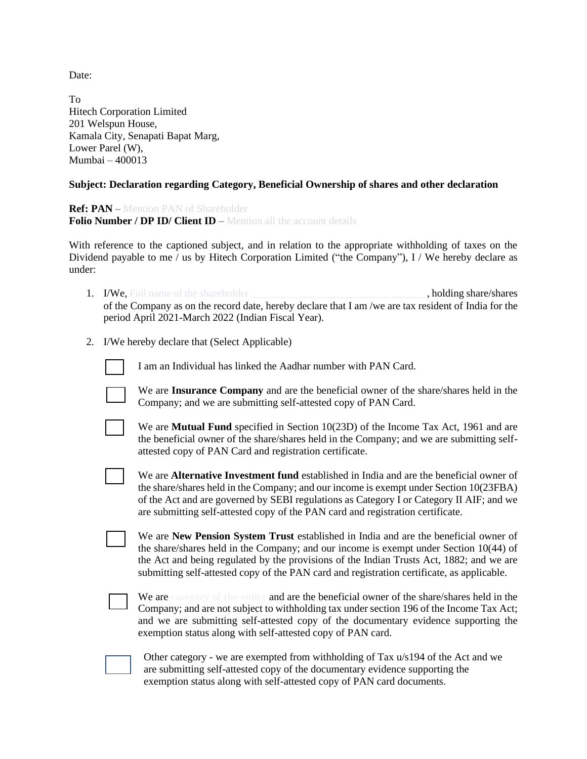Date:

To
Hitech Corporation Limited
201 Welspun House,
Kamala City, Senapati Bapat Marg,
Lower Parel (W),
Mumbai – 400013

**Subject: Declaration regarding Category, Beneficial Ownership of shares and other declaration**

**Ref: PAN –** Mention PAN of Shareholder
**Folio Number / DP ID/ Client ID –** Mention all the account details

With reference to the captioned subject, and in relation to the appropriate withholding of taxes on the Dividend payable to me / us by Hitech Corporation Limited ("the Company"), I / We hereby declare as under:

1. I/We, Full name of the shareholder \_\_\_\_\_\_\_\_\_\_\_\_\_\_\_\_\_\_\_\_\_\_\_\_\_\_\_\_\_\_\_\_\_\_\_\_ , holding share/shares of the Company as on the record date, hereby declare that I am /we are tax resident of India for the period April 2021-March 2022 (Indian Fiscal Year).

2. I/We hereby declare that (Select Applicable)

   ☐ I am an Individual has linked the Aadhar number with PAN Card.

   ☐ We are **Insurance Company** and are the beneficial owner of the share/shares held in the Company; and we are submitting self-attested copy of PAN Card.

   ☐ We are **Mutual Fund** specified in Section 10(23D) of the Income Tax Act, 1961 and are the beneficial owner of the share/shares held in the Company; and we are submitting self-attested copy of PAN Card and registration certificate.

   ☐ We are **Alternative Investment fund** established in India and are the beneficial owner of the share/shares held in the Company; and our income is exempt under Section 10(23FBA) of the Act and are governed by SEBI regulations as Category I or Category II AIF; and we are submitting self-attested copy of the PAN card and registration certificate.

   ☐ We are **New Pension System Trust** established in India and are the beneficial owner of the share/shares held in the Company; and our income is exempt under Section 10(44) of the Act and being regulated by the provisions of the Indian Trusts Act, 1882; and we are submitting self-attested copy of the PAN card and registration certificate, as applicable.

   ☐ We are category of the entity and are the beneficial owner of the share/shares held in the Company; and are not subject to withholding tax under section 196 of the Income Tax Act; and we are submitting self-attested copy of the documentary evidence supporting the exemption status along with self-attested copy of PAN card.

   ☐ Other category - we are exempted from withholding of Tax u/s194 of the Act and we are submitting self-attested copy of the documentary evidence supporting the exemption status along with self-attested copy of PAN card documents.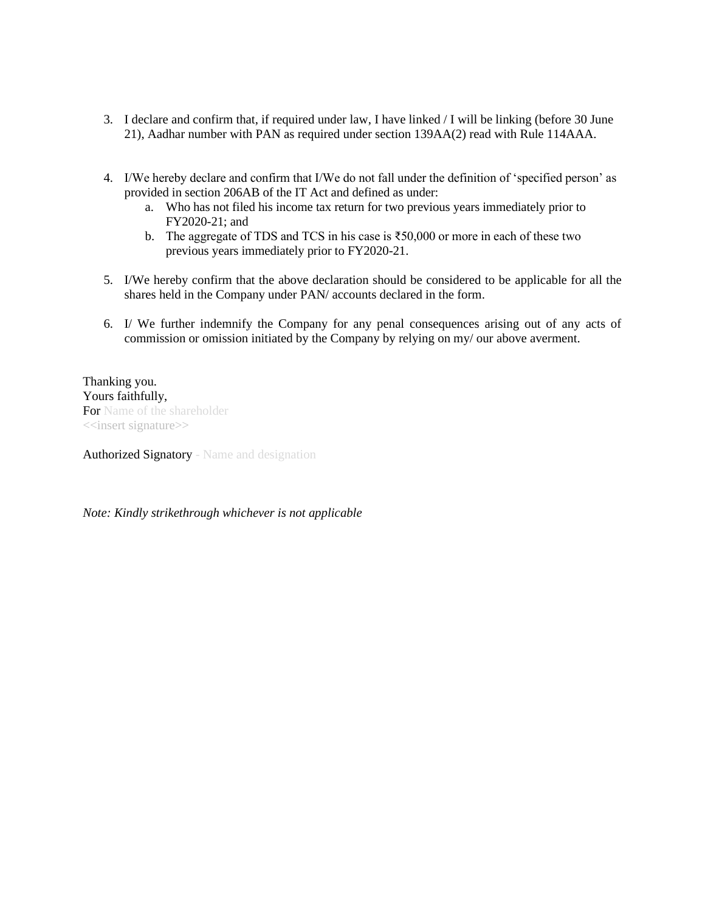3. I declare and confirm that, if required under law, I have linked / I will be linking (before 30 June 21), Aadhar number with PAN as required under section 139AA(2) read with Rule 114AAA.

4. I/We hereby declare and confirm that I/We do not fall under the definition of 'specified person' as provided in section 206AB of the IT Act and defined as under:
   a. Who has not filed his income tax return for two previous years immediately prior to FY2020-21; and
   b. The aggregate of TDS and TCS in his case is ₹50,000 or more in each of these two previous years immediately prior to FY2020-21.

5. I/We hereby confirm that the above declaration should be considered to be applicable for all the shares held in the Company under PAN/ accounts declared in the form.

6. I/ We further indemnify the Company for any penal consequences arising out of any acts of commission or omission initiated by the Company by relying on my/ our above averment.

Thanking you.
Yours faithfully,
For Name of the shareholder
<<insert signature>>

Authorized Signatory - Name and designation

*Note: Kindly strikethrough whichever is not applicable*